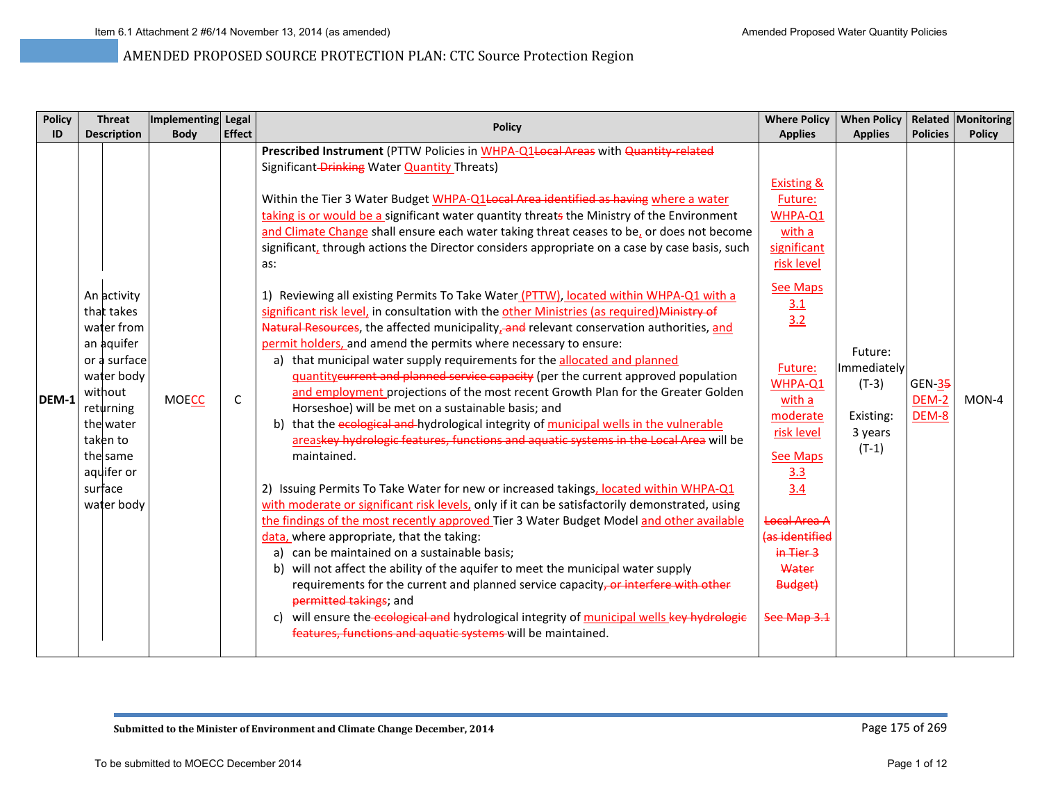AMENDED PROPOSED SOURCE PROTECTION PLAN: CTC Source Protection Region

| Policy ID | Threat Description | Implementing Body | Legal Effect | Policy | Where Policy Applies | When Policy Applies | Related Policies | Monitoring Policy |
|---|---|---|---|---|---|---|---|---|
| DEM-1 | An activity that takes water from an aquifer or a surface water body without returning the water taken to the same aquifer or surface water body | MOECC | C | **Prescribed Instrument** (PTTW Policies in WHPA-Q1~~Local Areas~~ with ~~Quantity-related~~ Significant ~~Drinking~~ Water Quantity Threats)<br><br>Within the Tier 3 Water Budget WHPA-Q1~~Local Area identified as having~~ where a water taking is or would be a significant water quantity threat~~s~~ the Ministry of the Environment and Climate Change shall ensure each water taking threat ceases to be, or does not become significant, through actions the Director considers appropriate on a case by case basis, such as:<br><br>1) Reviewing all existing Permits To Take Water (PTTW), located within WHPA-Q1 with a significant risk level, in consultation with the other Ministries (as required)~~Ministry of Natural Resources~~, the affected municipality, ~~and~~ relevant conservation authorities, and permit holders, and amend the permits where necessary to ensure:<br>a) that municipal water supply requirements for the allocated and planned quantity~~current and planned service capacity~~ (per the current approved population and employment projections of the most recent Growth Plan for the Greater Golden Horseshoe) will be met on a sustainable basis; and<br>b) that the ~~ecological and~~ hydrological integrity of municipal wells in the vulnerable areas~~key hydrologic features, functions and aquatic systems in the Local Area~~ will be maintained.<br><br>2) Issuing Permits To Take Water for new or increased takings, located within WHPA-Q1 with moderate or significant risk levels, only if it can be satisfactorily demonstrated, using the findings of the most recently approved Tier 3 Water Budget Model and other available data, where appropriate, that the taking:<br>a) can be maintained on a sustainable basis;<br>b) will not affect the ability of the aquifer to meet the municipal water supply requirements for the current and planned service capacity~~, or interfere with other permitted takings~~; and<br>c) will ensure the ~~ecological and~~ hydrological integrity of municipal wells ~~key hydrologic features, functions and aquatic systems~~ will be maintained. | Existing & Future: WHPA-Q1 with a significant risk level<br><br>See Maps 3.1 3.2<br><br>Future: WHPA-Q1 with a moderate risk level<br><br>See Maps 3.3 3.4<br><br>~~Local Area A (as identified in Tier 3 Water Budget)~~<br><br>~~See Map 3.1~~ | Future: Immediately (T-3)<br><br>Existing: 3 years (T-1) | GEN-3~~5~~<br>DEM-2<br>DEM-8 | MON-4 |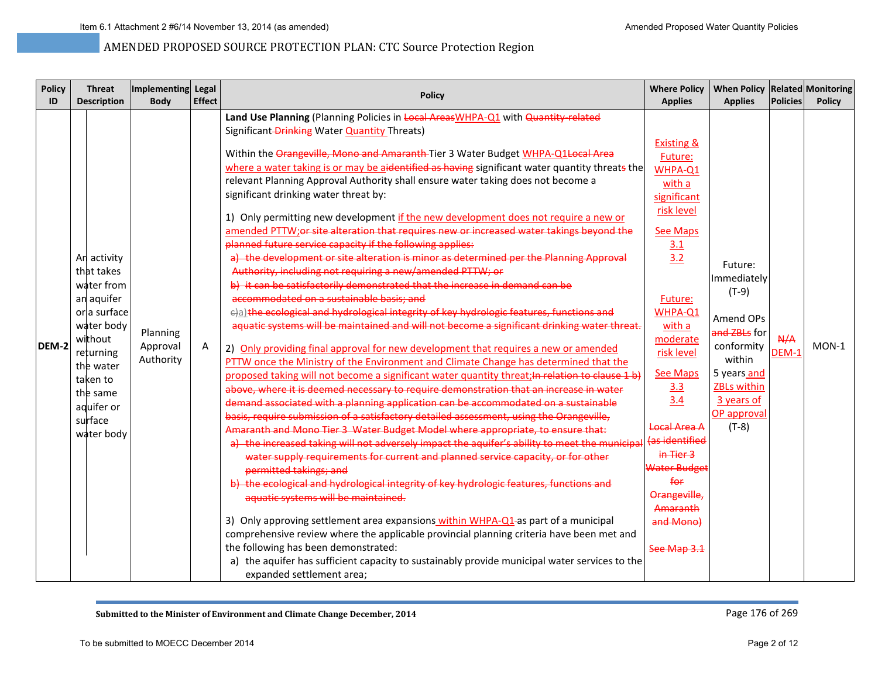# AMENDED PROPOSED SOURCE PROTECTION PLAN: CTC Source Protection Region

| Policy ID | Threat Description | Implementing Body | Legal Effect | Policy | Where Policy Applies | When Policy Applies | Related Policies | Monitoring Policy |
|---|---|---|---|---|---|---|---|---|
| DEM-2 | An activity that takes water from an aquifer or a surface water body without returning the water taken to the same aquifer or surface water body | Planning Approval Authority | A | **Land Use Planning** (Planning Policies in ~~Local Areas~~WHPA-Q1 with ~~Quantity-related~~ Significant ~~Drinking~~ Water Quantity Threats)<br><br>Within the ~~Orangeville, Mono and Amaranth~~ Tier 3 Water Budget WHPA-Q1~~Local Area~~ where a water taking is or may be a~~identified as having~~ significant water quantity threat~~s~~ the relevant Planning Approval Authority shall ensure water taking does not become a significant drinking water threat by:<br><br>1) Only permitting new development if the new development does not require a new or amended PTTW;~~or site alteration that requires new or increased water takings beyond the planned future service capacity if the following applies:~~<br>~~a) the development or site alteration is minor as determined per the Planning Approval Authority, including not requiring a new/amended PTTW; or~~<br>~~b) it can be satisfactorily demonstrated that the increase in demand can be accommodated on a sustainable basis; and~~<br>~~c)~~a)~~the ecological and hydrological integrity of key hydrologic features, functions and aquatic systems will be maintained and will not become a significant drinking water threat.~~<br><br>2) Only providing final approval for new development that requires a new or amended PTTW once the Ministry of the Environment and Climate Change has determined that the proposed taking will not become a significant water quantity threat;~~In relation to clause 1 b) above, where it is deemed necessary to require demonstration that an increase in water demand associated with a planning application can be accommodated on a sustainable basis, require submission of a satisfactory detailed assessment, using the Orangeville, Amaranth and Mono Tier 3 Water Budget Model where appropriate, to ensure that:~~<br>~~a) the increased taking will not adversely impact the aquifer's ability to meet the municipal water supply requirements for current and planned service capacity, or for other permitted takings; and~~<br>~~b) the ecological and hydrological integrity of key hydrologic features, functions and aquatic systems will be maintained.~~<br><br>3) Only approving settlement area expansions within WHPA-Q1 ~~-~~as part of a municipal comprehensive review where the applicable provincial planning criteria have been met and the following has been demonstrated:<br>a) the aquifer has sufficient capacity to sustainably provide municipal water services to the expanded settlement area; | Existing & Future: WHPA-Q1 with a significant risk level<br><br>See Maps 3.1 3.2<br><br>Future: WHPA-Q1 with a moderate risk level<br><br>See Maps 3.3 3.4<br><br>~~Local Area A (as identified in Tier 3 Water Budget for Orangeville, Amaranth and Mono)~~<br><br>~~See Map 3.1~~ | Future: Immediately (T-9)<br><br>Amend OPs ~~and ZBLs~~ for conformity within 5 years and ZBLs within 3 years of OP approval (T-8) | ~~N/A~~ DEM-1 | MON-1 |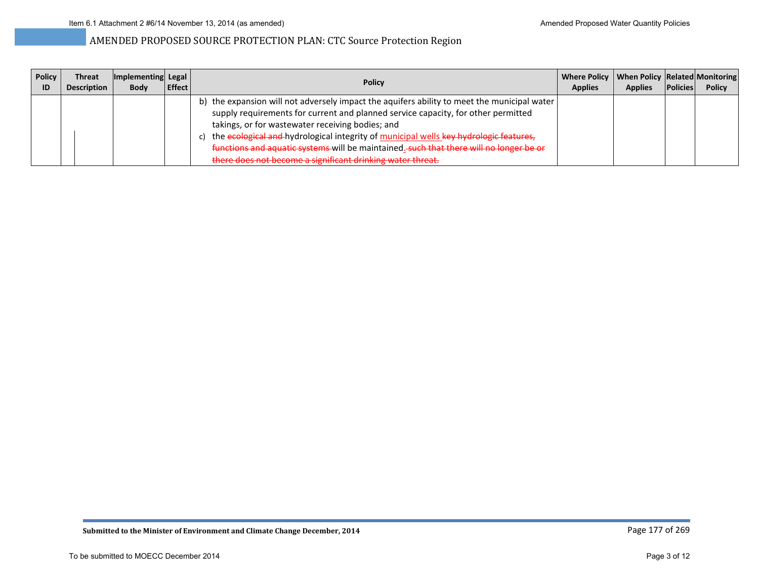# AMENDED PROPOSED SOURCE PROTECTION PLAN: CTC Source Protection Region

| Policy ID | Threat Description | Implementing Body | Legal Effect | Policy | Where Policy Applies | When Policy Applies | Related Policies | Monitoring Policy |
|---|---|---|---|---|---|---|---|---|
| | | | | b) the expansion will not adversely impact the aquifers ability to meet the municipal water supply requirements for current and planned service capacity, for other permitted takings, or for wastewater receiving bodies; and<br>c) the ~~ecological and~~ hydrological integrity of <u>municipal wells</u> ~~key hydrologic features, functions and aquatic systems~~ will be maintained<u>.</u> ~~such that there will no longer be or there does not become a significant drinking water threat.~~ | | | | |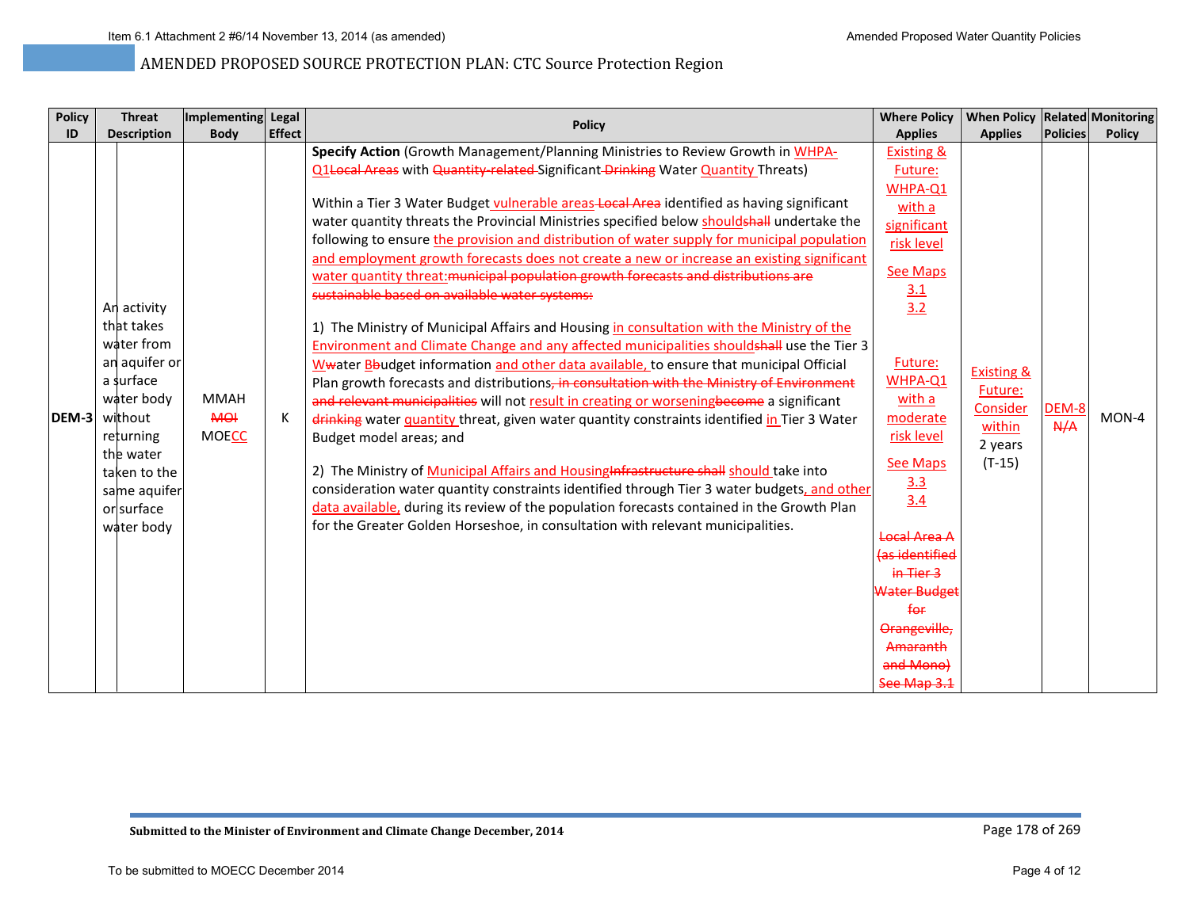| Policy ID | Threat Description | Implementing Body | Legal Effect | Policy | Where Policy Applies | When Policy Applies | Related Policies | Monitoring Policy |
|---|---|---|---|---|---|---|---|---|
| DEM-3 | An activity that takes water from an aquifer or a surface water body without returning the water taken to the same aquifer or surface water body | MMAH<br>~~MOI~~<br>MOECC | K | **Specify Action** (Growth Management/Planning Ministries to Review Growth in WHPA-Q1~~Local Areas~~ with ~~Quantity-related~~ Significant ~~Drinking~~ Water Quantity Threats)<br><br>Within a Tier 3 Water Budget vulnerable areas ~~Local Area~~ identified as having significant water quantity threats the Provincial Ministries specified below should~~shall~~ undertake the following to ensure the provision and distribution of water supply for municipal population and employment growth forecasts does not create a new or increase an existing significant water quantity threat:~~municipal population growth forecasts and distributions are sustainable based on available water systems:~~<br><br>1) The Ministry of Municipal Affairs and Housing in consultation with the Ministry of the Environment and Climate Change and any affected municipalities should~~shall~~ use the Tier 3 W~~w~~ater B~~b~~udget information and other data available, to ensure that municipal Official Plan growth forecasts and distributions~~, in consultation with the Ministry of Environment and relevant municipalities~~ will not result in creating or worsening~~become~~ a significant ~~drinking~~ water quantity threat, given water quantity constraints identified in Tier 3 Water Budget model areas; and<br><br>2) The Ministry of Municipal Affairs and Housing~~Infrastructure shall~~ should take into consideration water quantity constraints identified through Tier 3 water budgets, and other data available, during its review of the population forecasts contained in the Growth Plan for the Greater Golden Horseshoe, in consultation with relevant municipalities. | Existing & Future: WHPA-Q1 with a significant risk level<br><br>See Maps 3.1 3.2<br><br>Future: WHPA-Q1 with a moderate risk level<br><br>See Maps 3.3 3.4<br><br>~~Local Area A (as identified in Tier 3 Water Budget for Orangeville, Amaranth and Mono) See Map 3.1~~ | Existing & Future: Consider within 2 years (T-15) | DEM-8<br>~~N/A~~ | MON-4 |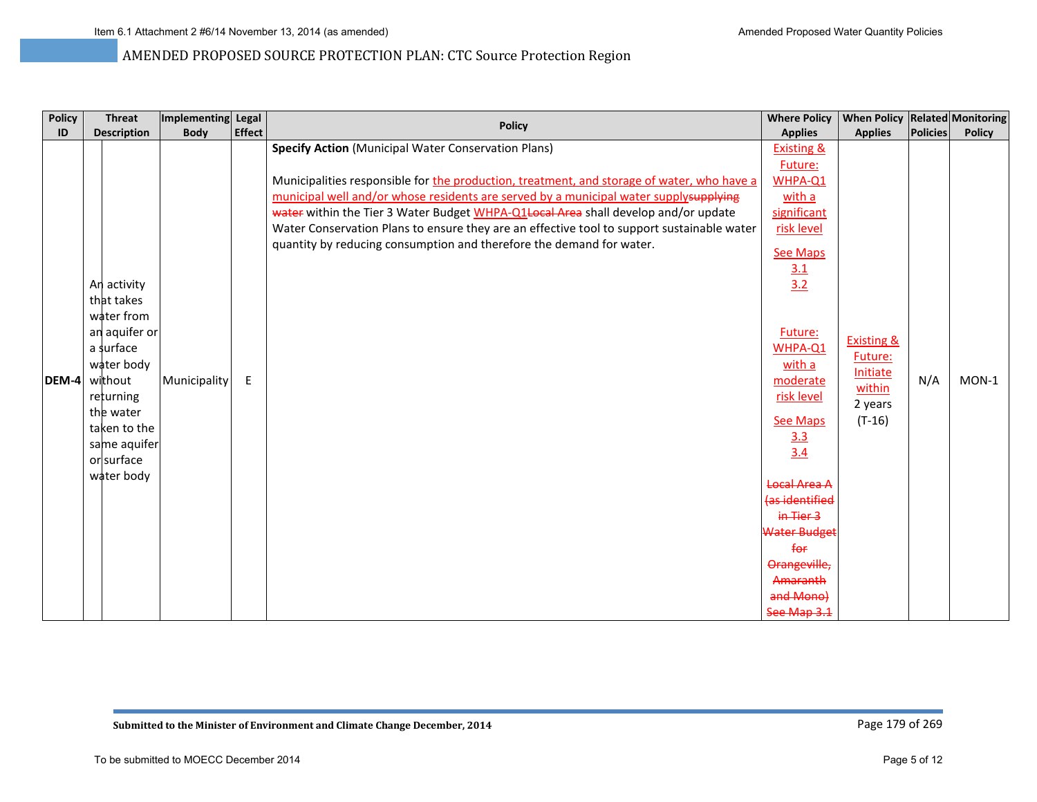AMENDED PROPOSED SOURCE PROTECTION PLAN: CTC Source Protection Region

| Policy ID | Threat Description | Implementing Body | Legal Effect | Policy | Where Policy Applies | When Policy Applies | Related Policies | Monitoring Policy |
|---|---|---|---|---|---|---|---|---|
| DEM-4 | An activity that takes water from an aquifer or a surface water body without returning the water taken to the same aquifer or surface water body | Municipality | E | **Specify Action** (Municipal Water Conservation Plans)<br><br>Municipalities responsible for the production, treatment, and storage of water, who have a municipal well and/or whose residents are served by a municipal water supply~~supplying water~~ within the Tier 3 Water Budget WHPA-Q1~~Local Area~~ shall develop and/or update Water Conservation Plans to ensure they are an effective tool to support sustainable water quantity by reducing consumption and therefore the demand for water. | Existing & Future: WHPA-Q1 with a significant risk level<br><br>See Maps 3.1 3.2<br><br>Future: WHPA-Q1 with a moderate risk level<br><br>See Maps 3.3 3.4<br><br>~~Local Area A (as identified in Tier 3 Water Budget for Orangeville, Amaranth and Mono) See Map 3.1~~ | Existing & Future: Initiate within 2 years (T-16) | N/A | MON-1 |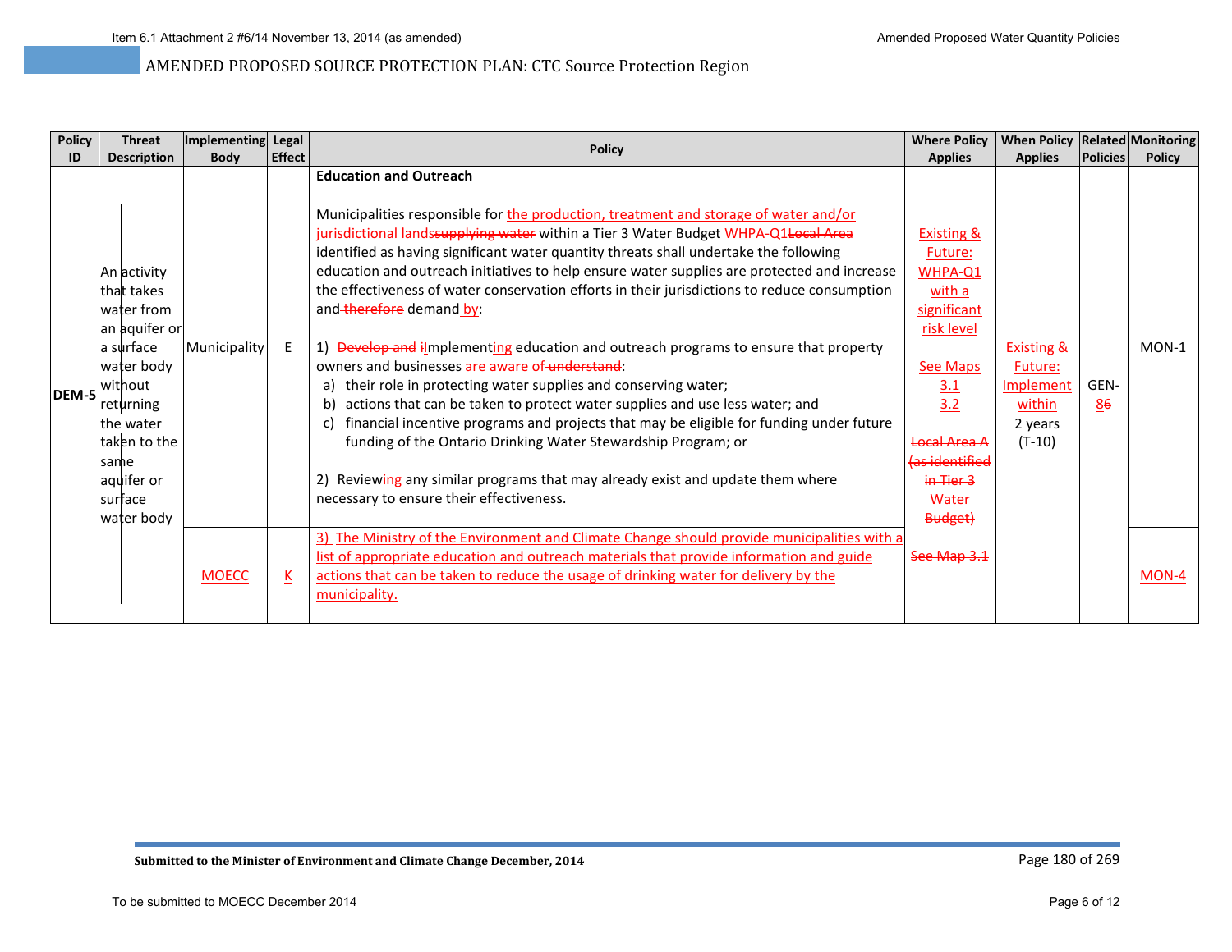# AMENDED PROPOSED SOURCE PROTECTION PLAN: CTC Source Protection Region

| Policy ID | Threat Description | Implementing Body | Legal Effect | Policy | Where Policy Applies | When Policy Applies | Related Policies | Monitoring Policy |
|---|---|---|---|---|---|---|---|---|
| DEM-5 | An activity that takes water from an aquifer or a surface water body without returning the water taken to the same aquifer or surface water body | Municipality | E | **Education and Outreach**<br><br>Municipalities responsible for the production, treatment and storage of water and/or jurisdictional lands~~supplying water~~ within a Tier 3 Water Budget WHPA-Q1~~Local Area~~ identified as having significant water quantity threats shall undertake the following education and outreach initiatives to help ensure water supplies are protected and increase the effectiveness of water conservation efforts in their jurisdictions to reduce consumption and ~~therefore~~ demand by:<br><br>1) ~~Develop and i~~Implementing education and outreach programs to ensure that property owners and businesses are aware of ~~understand~~:<br>a) their role in protecting water supplies and conserving water;<br>b) actions that can be taken to protect water supplies and use less water; and<br>c) financial incentive programs and projects that may be eligible for funding under future funding of the Ontario Drinking Water Stewardship Program; or<br><br>2) Reviewing any similar programs that may already exist and update them where necessary to ensure their effectiveness. | Existing & Future: WHPA-Q1 with a significant risk level<br><br>See Maps 3.1 3.2<br><br>~~Local Area A (as identified in Tier 3 Water Budget)~~<br><br>~~See Map 3.1~~ | Existing & Future: Implement within 2 years (T-10) | GEN-8~~6~~ | MON-1 |
| | | MOECC | K | 3) The Ministry of the Environment and Climate Change should provide municipalities with a list of appropriate education and outreach materials that provide information and guide actions that can be taken to reduce the usage of drinking water for delivery by the municipality. | | | | MON-4 |

**Submitted to the Minister of Environment and Climate Change December, 2014**

To be submitted to MOECC December 2014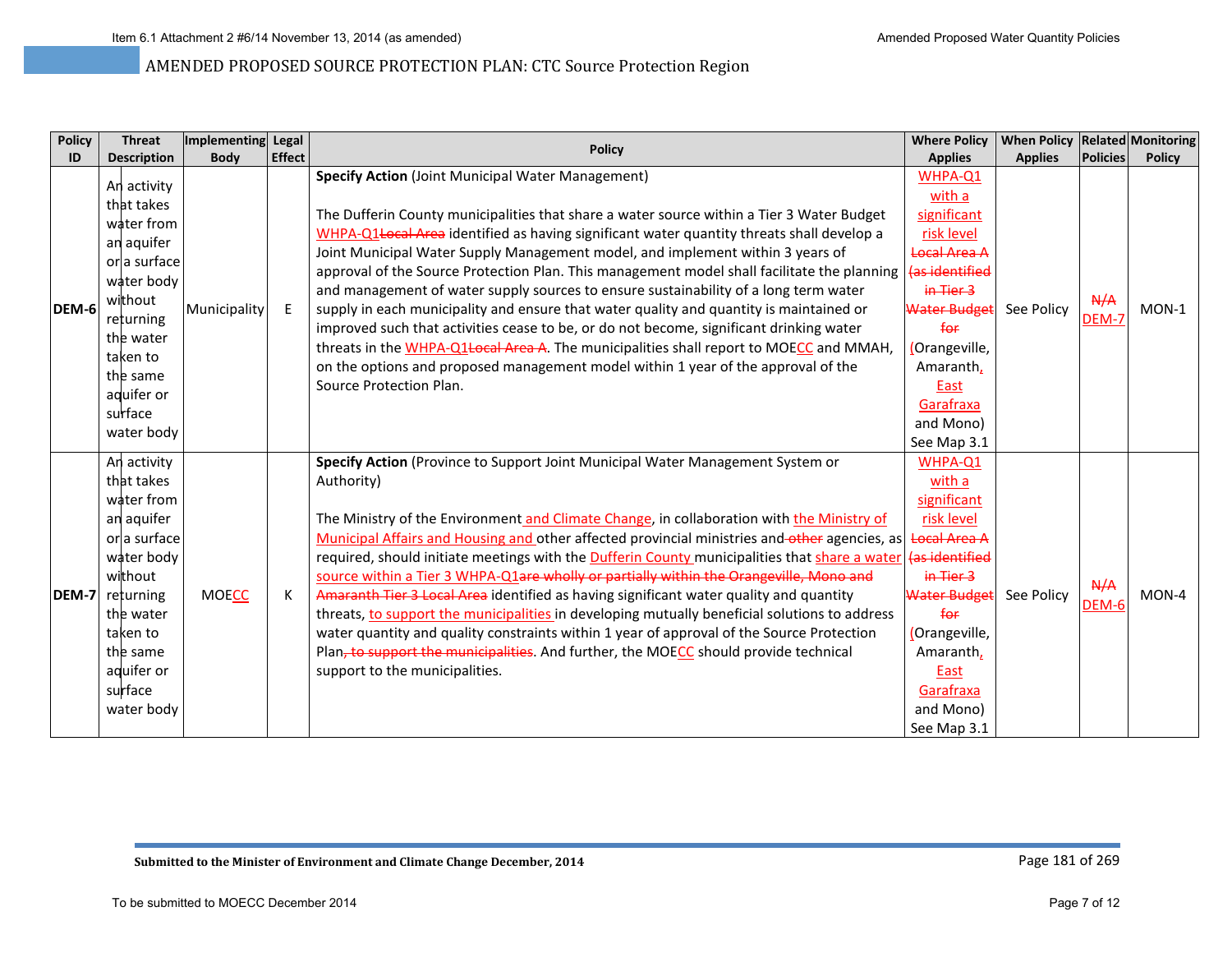AMENDED PROPOSED SOURCE PROTECTION PLAN: CTC Source Protection Region

| Policy ID | Threat Description | Implementing Body | Legal Effect | Policy | Where Policy Applies | When Policy Applies | Related Policies | Monitoring Policy |
|---|---|---|---|---|---|---|---|---|
| DEM-6 | An activity that takes water from an aquifer or a surface water body without returning the water taken to the same aquifer or surface water body | Municipality | E | **Specify Action** (Joint Municipal Water Management)<br><br>The Dufferin County municipalities that share a water source within a Tier 3 Water Budget WHPA-Q1~~Local Area~~ identified as having significant water quantity threats shall develop a Joint Municipal Water Supply Management model, and implement within 3 years of approval of the Source Protection Plan. This management model shall facilitate the planning and management of water supply sources to ensure sustainability of a long term water supply in each municipality and ensure that water quality and quantity is maintained or improved such that activities cease to be, or do not become, significant drinking water threats in the WHPA-Q1~~Local Area A~~. The municipalities shall report to MOECC and MMAH, on the options and proposed management model within 1 year of the approval of the Source Protection Plan. | WHPA-Q1 with a significant risk level ~~Local Area A (as identified in Tier 3 Water Budget for~~ (Orangeville, Amaranth, East Garafraxa and Mono) See Map 3.1 | See Policy | ~~N/A~~ DEM-7 | MON-1 |
| DEM-7 | An activity that takes water from an aquifer or a surface water body without returning the water taken to the same aquifer or surface water body | MOECC | K | **Specify Action** (Province to Support Joint Municipal Water Management System or Authority)<br><br>The Ministry of the Environment and Climate Change, in collaboration with the Ministry of Municipal Affairs and Housing and other affected provincial ministries and ~~other~~ agencies, as required, should initiate meetings with the Dufferin County municipalities that share a water source within a Tier 3 WHPA-Q1~~are wholly or partially within the Orangeville, Mono and Amaranth Tier 3 Local Area~~ identified as having significant water quality and quantity threats, to support the municipalities in developing mutually beneficial solutions to address water quantity and quality constraints within 1 year of approval of the Source Protection Plan~~, to support the municipalities~~. And further, the MOECC should provide technical support to the municipalities. | WHPA-Q1 with a significant risk level ~~Local Area A (as identified in Tier 3 Water Budget for~~ (Orangeville, Amaranth, East Garafraxa and Mono) See Map 3.1 | See Policy | ~~N/A~~ DEM-6 | MON-4 |

Submitted to the Minister of Environment and Climate Change December, 2014

To be submitted to MOECC December 2014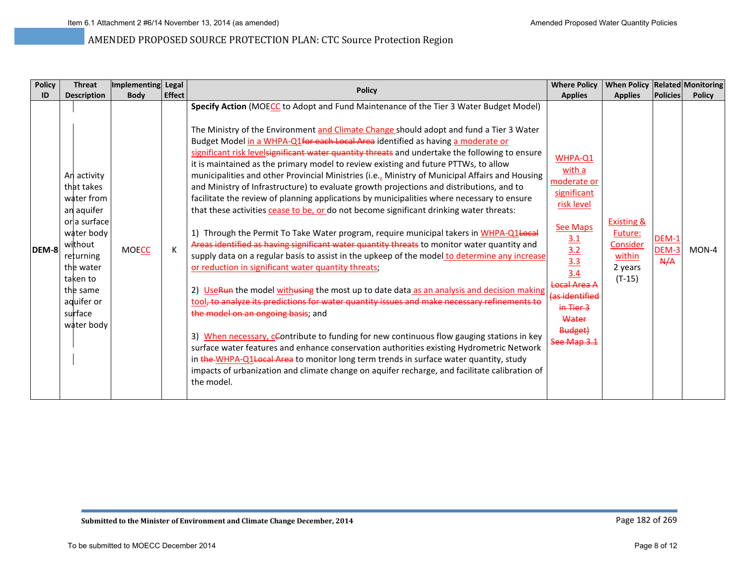# AMENDED PROPOSED SOURCE PROTECTION PLAN: CTC Source Protection Region

| Policy ID | Threat Description | Implementing Body | Legal Effect | Policy | Where Policy Applies | When Policy Applies | Related Policies | Monitoring Policy |
|---|---|---|---|---|---|---|---|---|
| DEM-8 | An activity that takes water from an aquifer or a surface water body without returning the water taken to the same aquifer or surface water body | MOECC | K | **Specify Action** (MOECC to Adopt and Fund Maintenance of the Tier 3 Water Budget Model)<br><br>The Ministry of the Environment and Climate Change should adopt and fund a Tier 3 Water Budget Model in a WHPA-Q1~~for each Local Area~~ identified as having a moderate or significant risk level~~significant water quantity threats~~ and undertake the following to ensure it is maintained as the primary model to review existing and future PTTWs, to allow municipalities and other Provincial Ministries (i.e., Ministry of Municipal Affairs and Housing and Ministry of Infrastructure) to evaluate growth projections and distributions, and to facilitate the review of planning applications by municipalities where necessary to ensure that these activities cease to be, or do not become significant drinking water threats:<br><br>1) Through the Permit To Take Water program, require municipal takers in WHPA-Q1~~Local Areas identified as having significant water quantity threats~~ to monitor water quantity and supply data on a regular basis to assist in the upkeep of the model to determine any increase or reduction in significant water quantity threats;<br><br>2) Use~~Run~~ the model with~~using~~ the most up to date data as an analysis and decision making tool~~, to analyze its predictions for water quantity issues and make necessary refinements to the model on an ongoing basis~~; and<br><br>3) When necessary, c~~C~~ontribute to funding for new continuous flow gauging stations in key surface water features and enhance conservation authorities existing Hydrometric Network in ~~the~~ WHPA-Q1~~Local Area~~ to monitor long term trends in surface water quantity, study impacts of urbanization and climate change on aquifer recharge, and facilitate calibration of the model. | WHPA-Q1 with a moderate or significant risk level<br><br>See Maps 3.1 3.2 3.3 3.4<br>~~Local Area A (as identified in Tier 3 Water Budget) See Map 3.1~~ | Existing & Future: Consider within 2 years (T-15) | DEM-1 DEM-3 ~~N/A~~ | MON-4 |

Submitted to the Minister of Environment and Climate Change December, 2014

To be submitted to MOECC December 2014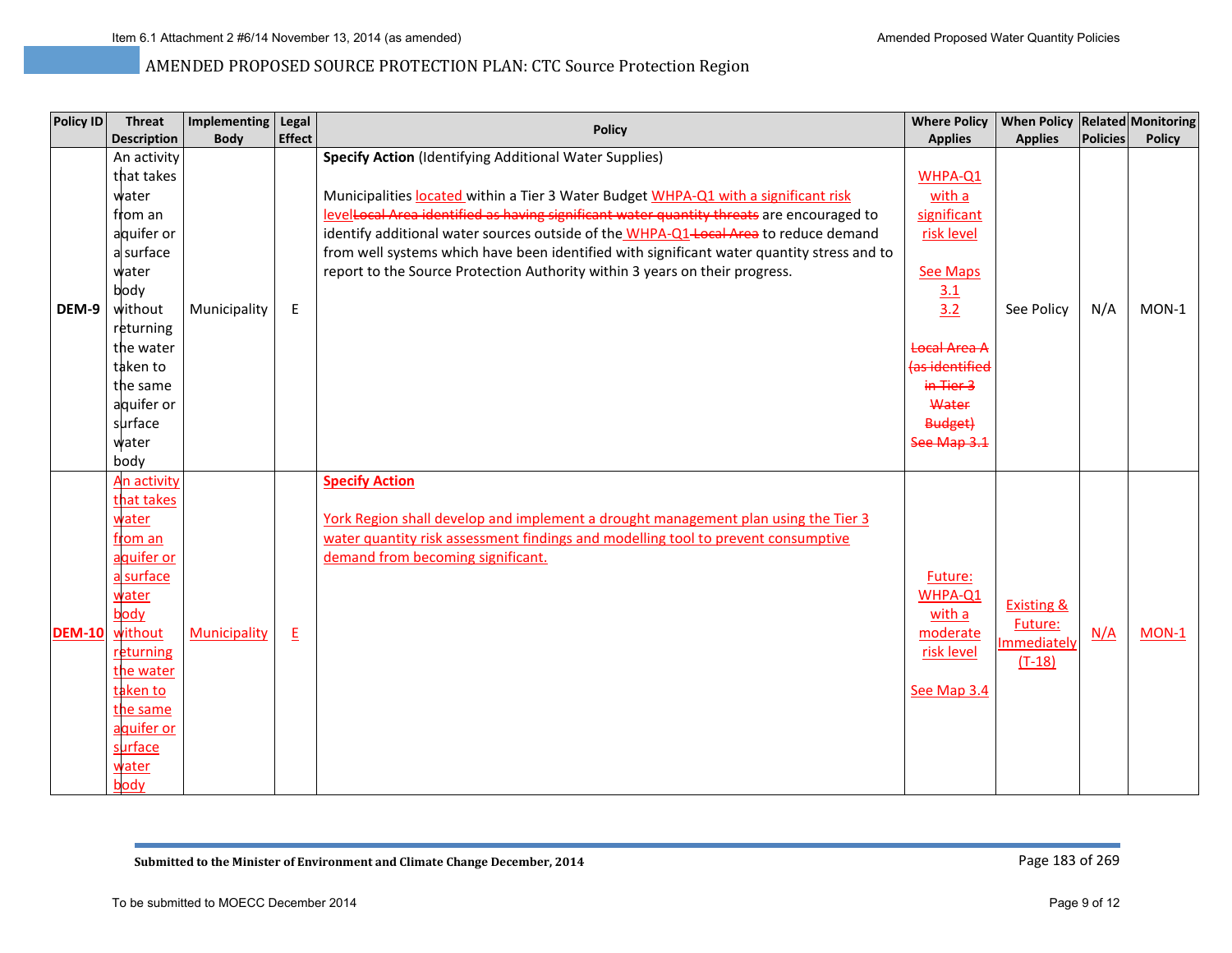AMENDED PROPOSED SOURCE PROTECTION PLAN: CTC Source Protection Region

| Policy ID | Threat Description | Implementing Body | Legal Effect | Policy | Where Policy Applies | When Policy Applies | Related Policies | Monitoring Policy |
|---|---|---|---|---|---|---|---|---|
| **DEM-9** | An activity that takes water from an aquifer or a surface water body without returning the water taken to the same aquifer or surface water body | Municipality | E | **Specify Action** (Identifying Additional Water Supplies)<br><br>Municipalities located within a Tier 3 Water Budget WHPA-Q1 with a significant risk level~~Local Area identified as having significant water quantity threats~~ are encouraged to identify additional water sources outside of the WHPA-Q1 ~~Local Area~~ to reduce demand from well systems which have been identified with significant water quantity stress and to report to the Source Protection Authority within 3 years on their progress. | WHPA-Q1 with a significant risk level<br><br>See Maps 3.1 3.2<br><br>~~Local Area A (as identified in Tier 3 Water Budget) See Map 3.1~~ | See Policy | N/A | MON-1 |
| **DEM-10** | An activity that takes water from an aquifer or a surface water body without returning the water taken to the same aquifer or surface water body | Municipality | E | **Specify Action**<br><br>York Region shall develop and implement a drought management plan using the Tier 3 water quantity risk assessment findings and modelling tool to prevent consumptive demand from becoming significant. | Future: WHPA-Q1 with a moderate risk level<br><br>See Map 3.4 | Existing & Future: Immediately (T-18) | N/A | MON-1 |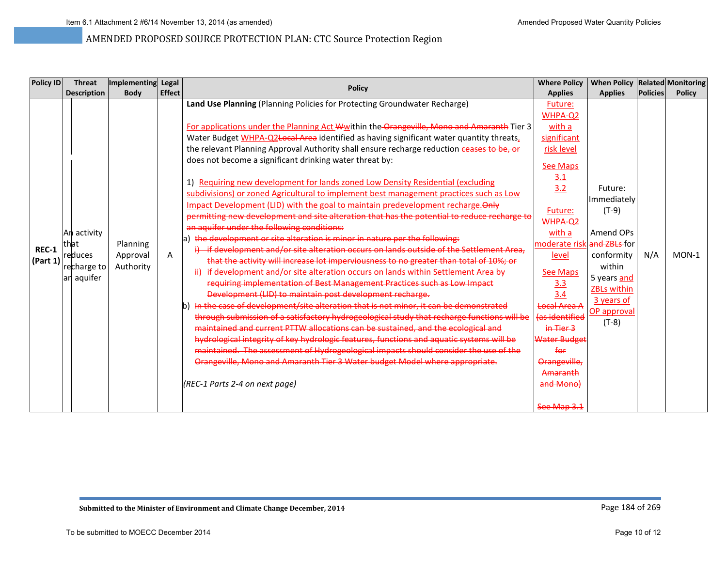AMENDED PROPOSED SOURCE PROTECTION PLAN: CTC Source Protection Region

| Policy ID | Threat Description | Implementing Body | Legal Effect | Policy | Where Policy Applies | When Policy Applies | Related Policies | Monitoring Policy |
|---|---|---|---|---|---|---|---|---|
| **REC-1 (Part 1)** | An activity that reduces recharge to an aquifer | Planning Approval Authority | A | **Land Use Planning** (Planning Policies for Protecting Groundwater Recharge)<br><br>For applications under the Planning Act ~~W~~within the ~~Orangeville, Mono and Amaranth~~ Tier 3 Water Budget WHPA-Q2~~Local Area~~ identified as having significant water quantity threats, the relevant Planning Approval Authority shall ensure recharge reduction ~~ceases to be, or~~ does not become a significant drinking water threat by:<br><br>1) Requiring new development for lands zoned Low Density Residential (excluding subdivisions) or zoned Agricultural to implement best management practices such as Low Impact Development (LID) with the goal to maintain predevelopment recharge.~~Only permitting new development and site alteration that has the potential to reduce recharge to an aquifer under the following conditions:~~<br>a) ~~the development or site alteration is minor in nature per the following:~~<br>~~i) if development and/or site alteration occurs on lands outside of the Settlement Area, that the activity will increase lot imperviousness to no greater than total of 10%; or~~<br>~~ii) if development and/or site alteration occurs on lands within Settlement Area by requiring implementation of Best Management Practices such as Low Impact Development (LID) to maintain post development recharge.~~<br>b) ~~In the case of development/site alteration that is not minor, it can be demonstrated through submission of a satisfactory hydrogeological study that recharge functions will be maintained and current PTTW allocations can be sustained, and the ecological and hydrological integrity of key hydrologic features, functions and aquatic systems will be maintained. The assessment of Hydrogeological impacts should consider the use of the Orangeville, Mono and Amaranth Tier 3 Water budget Model where appropriate.~~<br><br>*(REC-1 Parts 2-4 on next page)* | Future: WHPA-Q2 with a significant risk level<br><br>See Maps 3.1 3.2<br><br>Future: WHPA-Q2 with a moderate risk level<br><br>See Maps 3.3 3.4<br><br>~~Local Area A (as identified in Tier 3 Water Budget for Orangeville, Amaranth and Mono)~~<br><br>~~See Map 3.1~~ | Future: Immediately (T-9)<br><br>Amend OPs and ~~ZBLs~~ for conformity within 5 years and ZBLs within 3 years of OP approval (T-8) | N/A | MON-1 |

Submitted to the Minister of Environment and Climate Change December, 2014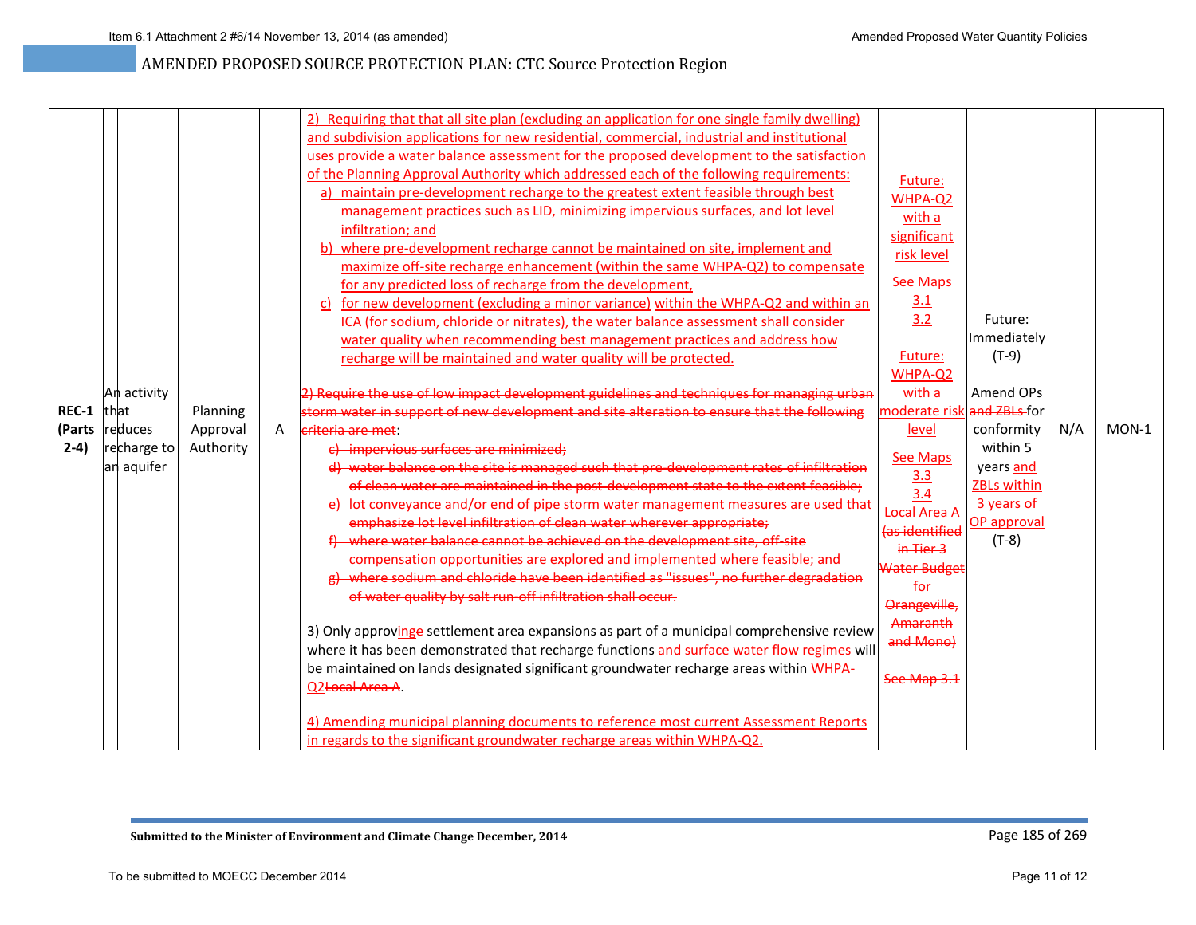AMENDED PROPOSED SOURCE PROTECTION PLAN: CTC Source Protection Region

| | | | | | | | | |
|---|---|---|---|---|---|---|---|---|
| **REC-1 (Parts 2-4)** | An activity that reduces recharge to an aquifer | Planning Approval Authority | A | 2) Requiring that that all site plan (excluding an application for one single family dwelling) and subdivision applications for new residential, commercial, industrial and institutional uses provide a water balance assessment for the proposed development to the satisfaction of the Planning Approval Authority which addressed each of the following requirements:<br>a) maintain pre-development recharge to the greatest extent feasible through best management practices such as LID, minimizing impervious surfaces, and lot level infiltration; and<br>b) where pre-development recharge cannot be maintained on site, implement and maximize off-site recharge enhancement (within the same WHPA-Q2) to compensate for any predicted loss of recharge from the development,<br>c) for new development (excluding a minor variance) ~~-~~within the WHPA-Q2 and within an ICA (for sodium, chloride or nitrates), the water balance assessment shall consider water quality when recommending best management practices and address how recharge will be maintained and water quality will be protected.<br><br>~~2) Require the use of low impact development guidelines and techniques for managing urban storm water in support of new development and site alteration to ensure that the following criteria are met~~:<br>~~c) impervious surfaces are minimized;~~<br>~~d) water balance on the site is managed such that pre-development rates of infiltration of clean water are maintained in the post-development state to the extent feasible;~~<br>~~e) lot conveyance and/or end of pipe storm water management measures are used that emphasize lot level infiltration of clean water wherever appropriate;~~<br>~~f) where water balance cannot be achieved on the development site, off-site compensation opportunities are explored and implemented where feasible; and~~<br>~~g) where sodium and chloride have been identified as "issues", no further degradation of water quality by salt run-off infiltration shall occur.~~<br><br>3) Only approv~~inge~~ settlement area expansions as part of a municipal comprehensive review where it has been demonstrated that recharge functions ~~and surface water flow regimes~~ will be maintained on lands designated significant groundwater recharge areas within WHPA-Q2~~Local Area A~~.<br><br>4) Amending municipal planning documents to reference most current Assessment Reports in regards to the significant groundwater recharge areas within WHPA-Q2. | Future: WHPA-Q2 with a significant risk level<br>See Maps 3.1 3.2<br><br>Future: WHPA-Q2 with a moderate risk level<br>See Maps 3.3 3.4<br>~~Local Area A (as identified in Tier 3 Water Budget for Orangeville, Amaranth and Mono)~~<br>~~See Map 3.1~~ | Future: Immediately (T-9)<br><br>Amend OPs ~~and ZBLs~~ for conformity within 5 years and ZBLs within 3 years of OP approval (T-8) | N/A | MON-1 |

Submitted to the Minister of Environment and Climate Change December, 2014

To be submitted to MOECC December 2014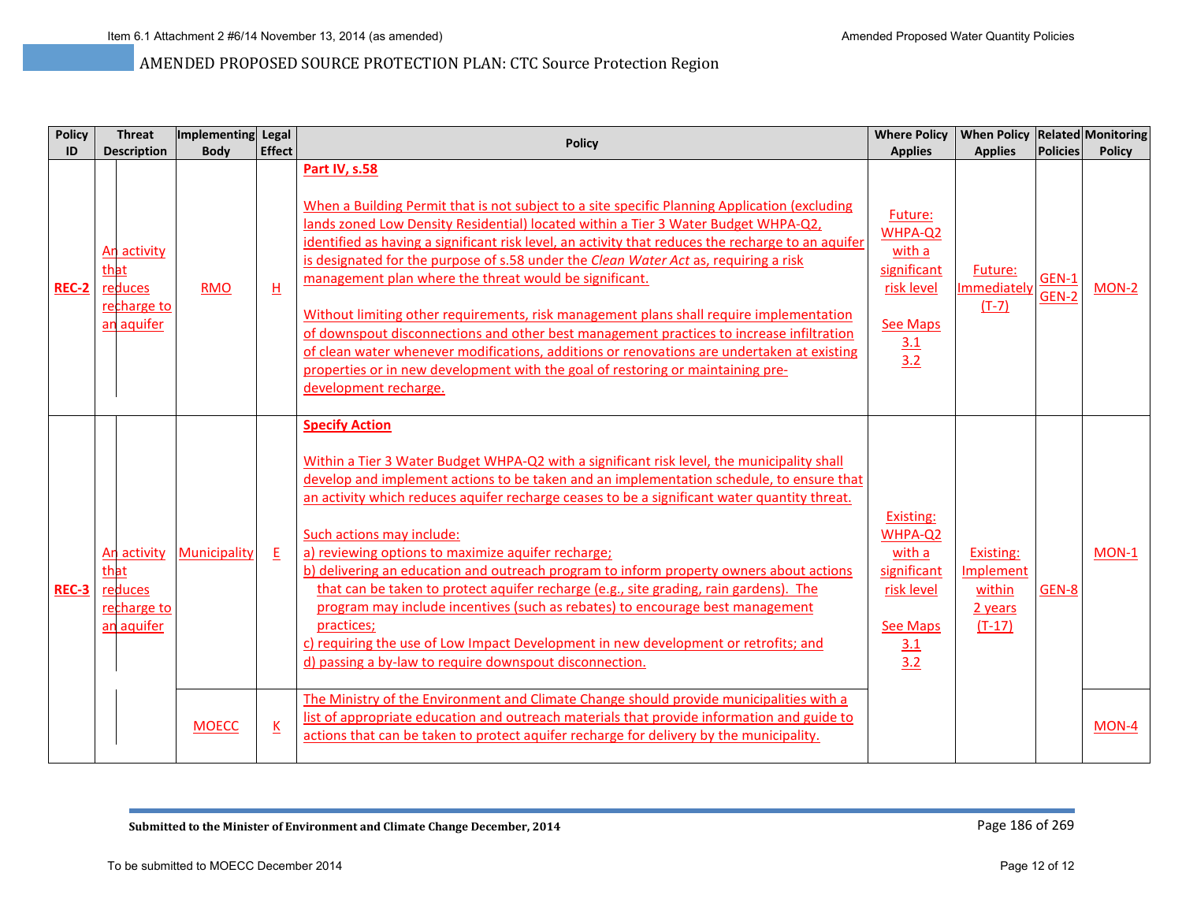AMENDED PROPOSED SOURCE PROTECTION PLAN: CTC Source Protection Region

| Policy ID | Threat Description | Implementing Body | Legal Effect | Policy | Where Policy Applies | When Policy Applies | Related Policies | Monitoring Policy |
|---|---|---|---|---|---|---|---|---|
| **REC-2** | An activity that reduces recharge to an aquifer | RMO | H | **Part IV, s.58**<br><br>When a Building Permit that is not subject to a site specific Planning Application (excluding lands zoned Low Density Residential) located within a Tier 3 Water Budget WHPA-Q2, identified as having a significant risk level, an activity that reduces the recharge to an aquifer is designated for the purpose of s.58 under the *Clean Water Act* as, requiring a risk management plan where the threat would be significant.<br><br>Without limiting other requirements, risk management plans shall require implementation of downspout disconnections and other best management practices to increase infiltration of clean water whenever modifications, additions or renovations are undertaken at existing properties or in new development with the goal of restoring or maintaining pre-development recharge. | Future: WHPA-Q2 with a significant risk level<br><br>See Maps 3.1 3.2 | Future: Immediately (T-7) | GEN-1 GEN-2 | MON-2 |
| **REC-3** | An activity that reduces recharge to an aquifer | Municipality | E | **Specify Action**<br><br>Within a Tier 3 Water Budget WHPA-Q2 with a significant risk level, the municipality shall develop and implement actions to be taken and an implementation schedule, to ensure that an activity which reduces aquifer recharge ceases to be a significant water quantity threat.<br><br>Such actions may include:<br>a) reviewing options to maximize aquifer recharge;<br>b) delivering an education and outreach program to inform property owners about actions that can be taken to protect aquifer recharge (e.g., site grading, rain gardens). The program may include incentives (such as rebates) to encourage best management practices;<br>c) requiring the use of Low Impact Development in new development or retrofits; and<br>d) passing a by-law to require downspout disconnection. | Existing: WHPA-Q2 with a significant risk level<br><br>See Maps 3.1 3.2 | Existing: Implement within 2 years (T-17) | GEN-8 | MON-1 |
| | | MOECC | K | The Ministry of the Environment and Climate Change should provide municipalities with a list of appropriate education and outreach materials that provide information and guide to actions that can be taken to protect aquifer recharge for delivery by the municipality. | | | | MON-4 |

Submitted to the Minister of Environment and Climate Change December, 2014

To be submitted to MOECC December 2014